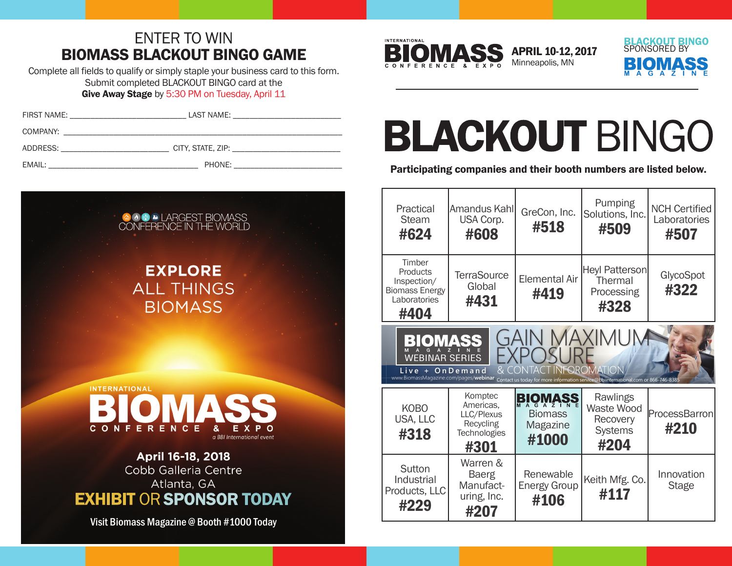# ENTER TO WIN
## BIOMASS BLACKOUT BINGO GAME

Complete all fields to qualify or simply staple your business card to this form.
Submit completed BLACKOUT BINGO card at the
**Give Away Stage** by 5:30 PM on Tuesday, April 11

FIRST NAME: ______________________ LAST NAME: ______________________

COMPANY: ______________________________________________

ADDRESS: ______________________ CITY, STATE, ZIP: ______________________

EMAIL: ______________________________ PHONE: ______________________

LARGEST BIOMASS CONFERENCE IN THE WORLD

**EXPLORE**
ALL THINGS
BIOMASS

INTERNATIONAL
**BIOMASS**
CONFERENCE & EXPO
*a BBI International event*

**April 16-18, 2018**
Cobb Galleria Centre
Atlanta, GA
**EXHIBIT OR SPONSOR TODAY**

**Visit Biomass Magazine @ Booth #1000 Today**

INTERNATIONAL BIOMASS CONFERENCE & EXPO — **APRIL 10-12, 2017** Minneapolis, MN

BLACKOUT BINGO SPONSORED BY BIOMASS MAGAZINE

# BLACKOUT BINGO

**Participating companies and their booth numbers are listed below.**

| | | | | |
|---|---|---|---|---|
| Practical Steam **#624** | Amandus Kahl USA Corp. **#608** | GreCon, Inc. **#518** | Pumping Solutions, Inc. **#509** | NCH Certified Laboratories **#507** |
| Timber Products Inspection/ Biomass Energy Laboratories **#404** | TerraSource Global **#431** | Elemental Air **#419** | Heyl Patterson Thermal Processing **#328** | GlycoSpot **#322** |

BIOMASS MAGAZINE WEBINAR SERIES — Live + OnDemand — www.BiomassMagazine.com/pages/webinar
GAIN MAXIMUM EXPOSURE & CONTACT INFORMATION
Contact us today for more information service@bbiinternational.com or 866-746-8385

| | | | | |
|---|---|---|---|---|
| KOBO USA, LLC **#318** | Komptec Americas, LLC/Plexus Recycling Technologies **#301** | BIOMASS MAGAZINE Biomass Magazine **#1000** | Rawlings Waste Wood Recovery Systems **#204** | ProcessBarron **#210** |
| Sutton Industrial Products, LLC **#229** | Warren & Baerg Manufacturing, Inc. **#207** | Renewable Energy Group **#106** | Keith Mfg. Co. **#117** | Innovation Stage |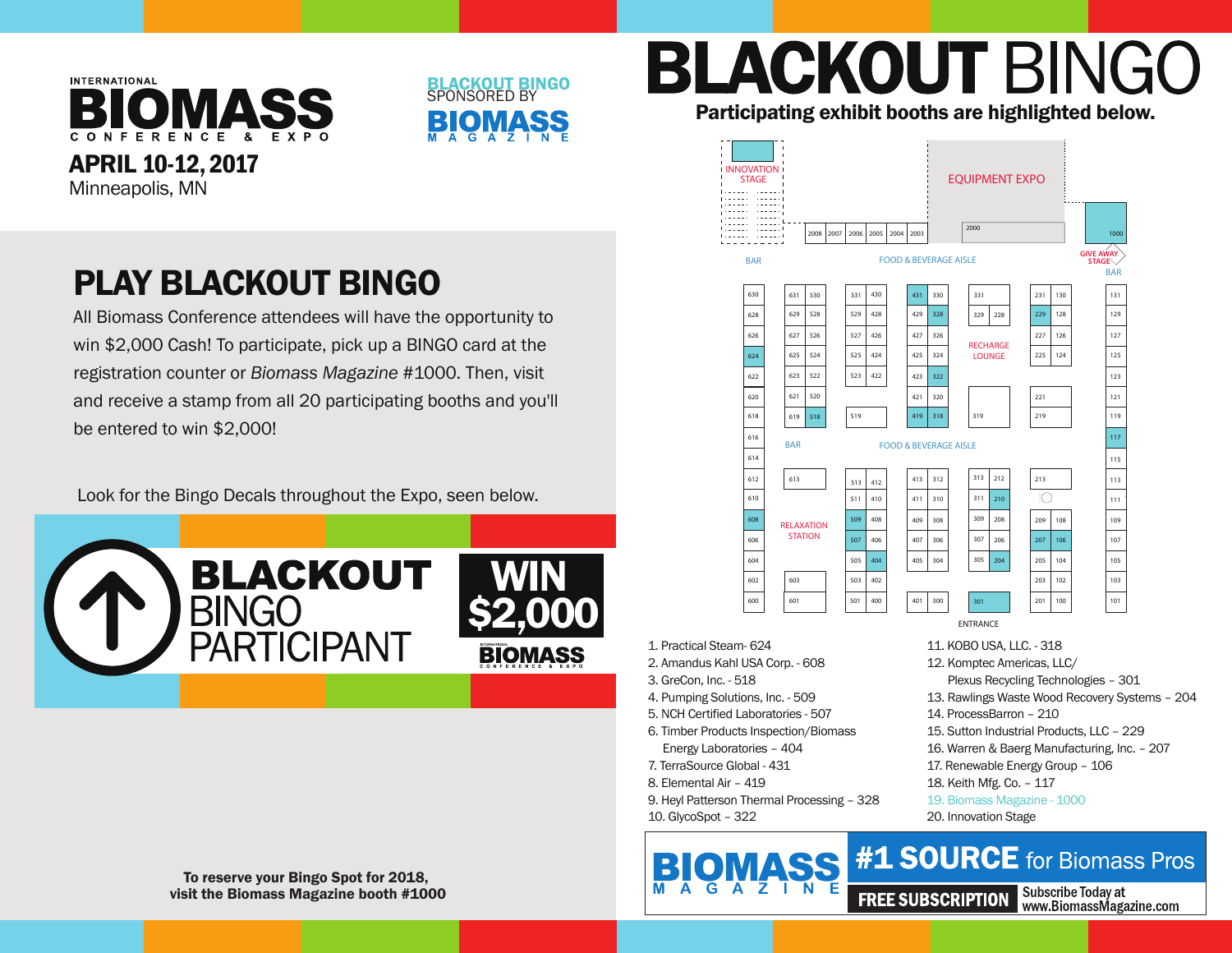INTERNATIONAL

# BIOMASS

CONFERENCE & EXPO

**APRIL 10-12, 2017**

Minneapolis, MN

BLACKOUT BINGO SPONSORED BY BIOMASS MAGAZINE

## PLAY BLACKOUT BINGO

All Biomass Conference attendees will have the opportunity to win $2,000 Cash! To participate, pick up a BINGO card at the registration counter or *Biomass Magazine* #1000. Then, visit and receive a stamp from all 20 participating booths and you'll be entered to win $2,000!

Look for the Bingo Decals throughout the Expo, seen below.

**BLACKOUT** BINGO PARTICIPANT

**WIN $2,000**

INTERNATIONAL BIOMASS CONFERENCE & EXPO

**To reserve your Bingo Spot for 2018, visit the Biomass Magazine booth #1000**

# BLACKOUT BINGO

**Participating exhibit booths are highlighted below.**

INNOVATION STAGE

EQUIPMENT EXPO

2008 2007 2006 2005 2004 2003

2000

1000

GIVE AWAY STAGE

BAR

FOOD & BEVERAGE AISLE

BAR

630 628 626 624 622 620 618 616 614 612 610 608 606 604 602 600

631 530 629 528 627 526 625 524 623 522 621 520 619 518

531 430 529 428 527 426 525 424 523 422 519

431 330 429 328 427 326 425 324 423 322 421 320 419 318

331 329 228 RECHARGE LOUNGE 319

231 130 229 128 227 126 225 124 221 219

131 129 127 125 123 121 119 117 115 113 111 109 107 105 103 101

BAR

FOOD & BEVERAGE AISLE

613 RELAXATION STATION 603 601

513 412 511 410 509 408 507 406 505 404 503 402 501 400

413 312 411 310 409 308 407 306 405 304 401 300

313 212 311 210 309 208 307 206 305 204 301

213 209 108 207 106 205 104 203 102 201 100

ENTRANCE

1. Practical Steam- 624
2. Amandus Kahl USA Corp. - 608
3. GreCon, Inc. - 518
4. Pumping Solutions, Inc. - 509
5. NCH Certified Laboratories - 507
6. Timber Products Inspection/Biomass Energy Laboratories – 404
7. TerraSource Global - 431
8. Elemental Air – 419
9. Heyl Patterson Thermal Processing – 328
10. GlycoSpot – 322
11. KOBO USA, LLC. - 318
12. Komptec Americas, LLC/ Plexus Recycling Technologies – 301
13. Rawlings Waste Wood Recovery Systems – 204
14. ProcessBarron – 210
15. Sutton Industrial Products, LLC – 229
16. Warren & Baerg Manufacturing, Inc. – 207
17. Renewable Energy Group – 106
18. Keith Mfg. Co. – 117
19. Biomass Magazine - 1000
20. Innovation Stage

**BIOMASS MAGAZINE** **#1 SOURCE** for Biomass Pros

**FREE SUBSCRIPTION** **Subscribe Today at www.BiomassMagazine.com**